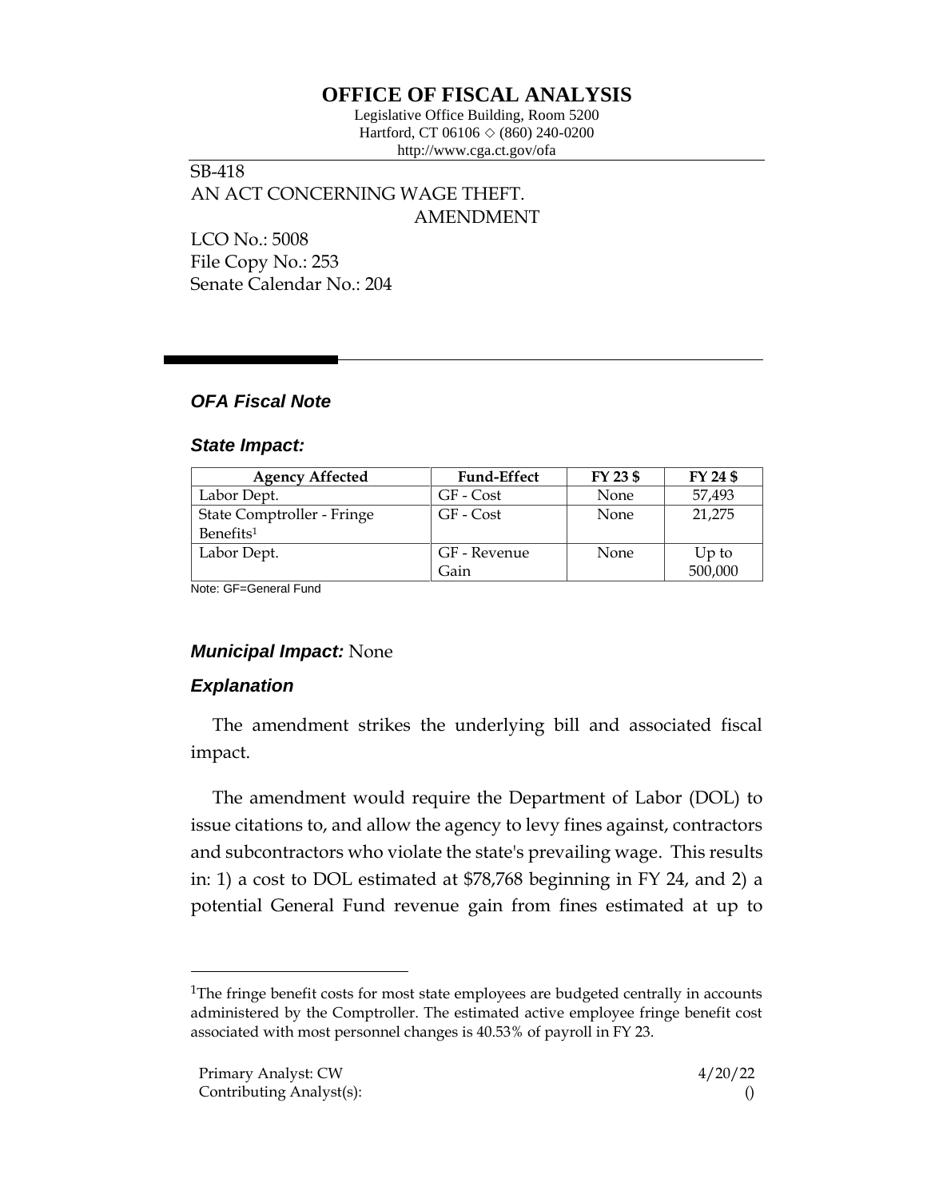# OFFICE OF FISCAL ANALYSIS

Legislative Office Building, Room 5200
Hartford, CT 06106 ◇ (860) 240-0200
http://www.cga.ct.gov/ofa

SB-418
AN ACT CONCERNING WAGE THEFT.
AMENDMENT

LCO No.: 5008
File Copy No.: 253
Senate Calendar No.: 204

## *OFA Fiscal Note*

### *State Impact:*

| Agency Affected | Fund-Effect | FY 23 $ | FY 24 $ |
|---|---|---|---|
| Labor Dept. | GF - Cost | None | 57,493 |
| State Comptroller - Fringe Benefits[1] | GF - Cost | None | 21,275 |
| Labor Dept. | GF - Revenue Gain | None | Up to 500,000 |

Note: GF=General Fund

### *Municipal Impact:* None

### *Explanation*

The amendment strikes the underlying bill and associated fiscal impact.

The amendment would require the Department of Labor (DOL) to issue citations to, and allow the agency to levy fines against, contractors and subcontractors who violate the state's prevailing wage. This results in: 1) a cost to DOL estimated at $78,768 beginning in FY 24, and 2) a potential General Fund revenue gain from fines estimated at up to

[1]The fringe benefit costs for most state employees are budgeted centrally in accounts administered by the Comptroller. The estimated active employee fringe benefit cost associated with most personnel changes is 40.53% of payroll in FY 23.

Primary Analyst: CW
Contributing Analyst(s):

4/20/22
()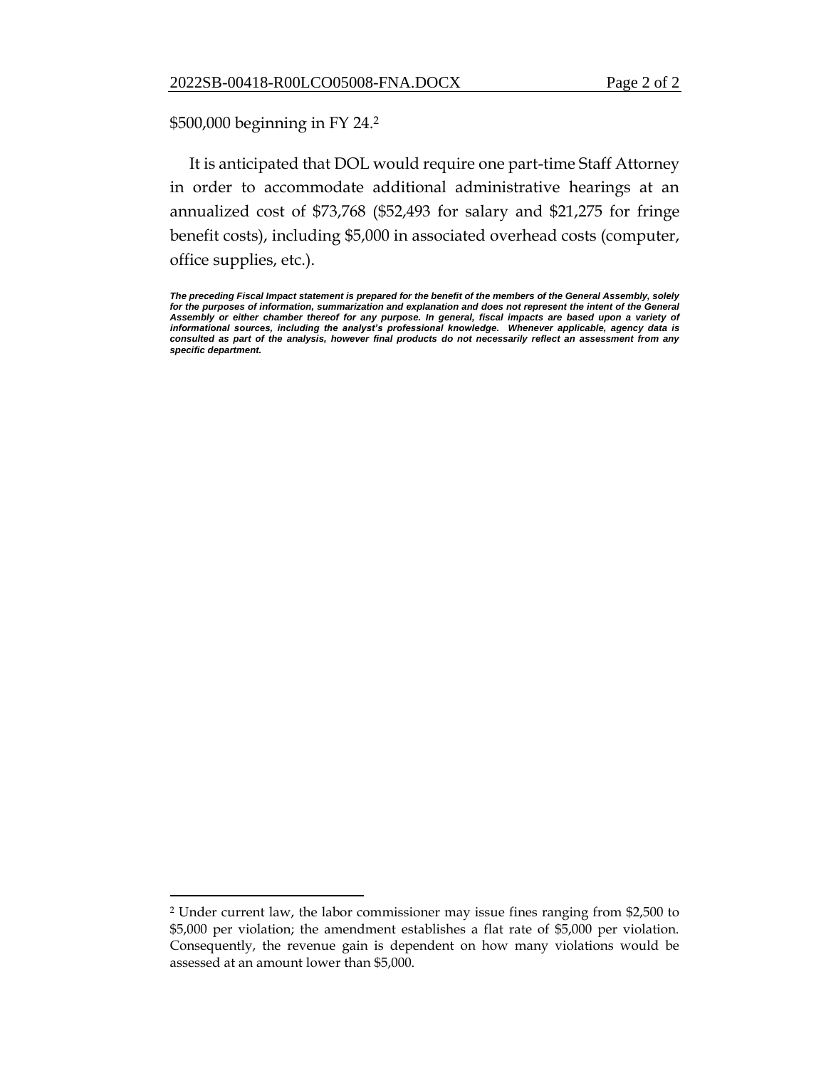$500,000 beginning in FY 24.[2]

It is anticipated that DOL would require one part-time Staff Attorney in order to accommodate additional administrative hearings at an annualized cost of $73,768 ($52,493 for salary and $21,275 for fringe benefit costs), including $5,000 in associated overhead costs (computer, office supplies, etc.).

***The preceding Fiscal Impact statement is prepared for the benefit of the members of the General Assembly, solely for the purposes of information, summarization and explanation and does not represent the intent of the General Assembly or either chamber thereof for any purpose. In general, fiscal impacts are based upon a variety of informational sources, including the analyst's professional knowledge. Whenever applicable, agency data is consulted as part of the analysis, however final products do not necessarily reflect an assessment from any specific department.***

[2] Under current law, the labor commissioner may issue fines ranging from $2,500 to $5,000 per violation; the amendment establishes a flat rate of $5,000 per violation. Consequently, the revenue gain is dependent on how many violations would be assessed at an amount lower than $5,000.